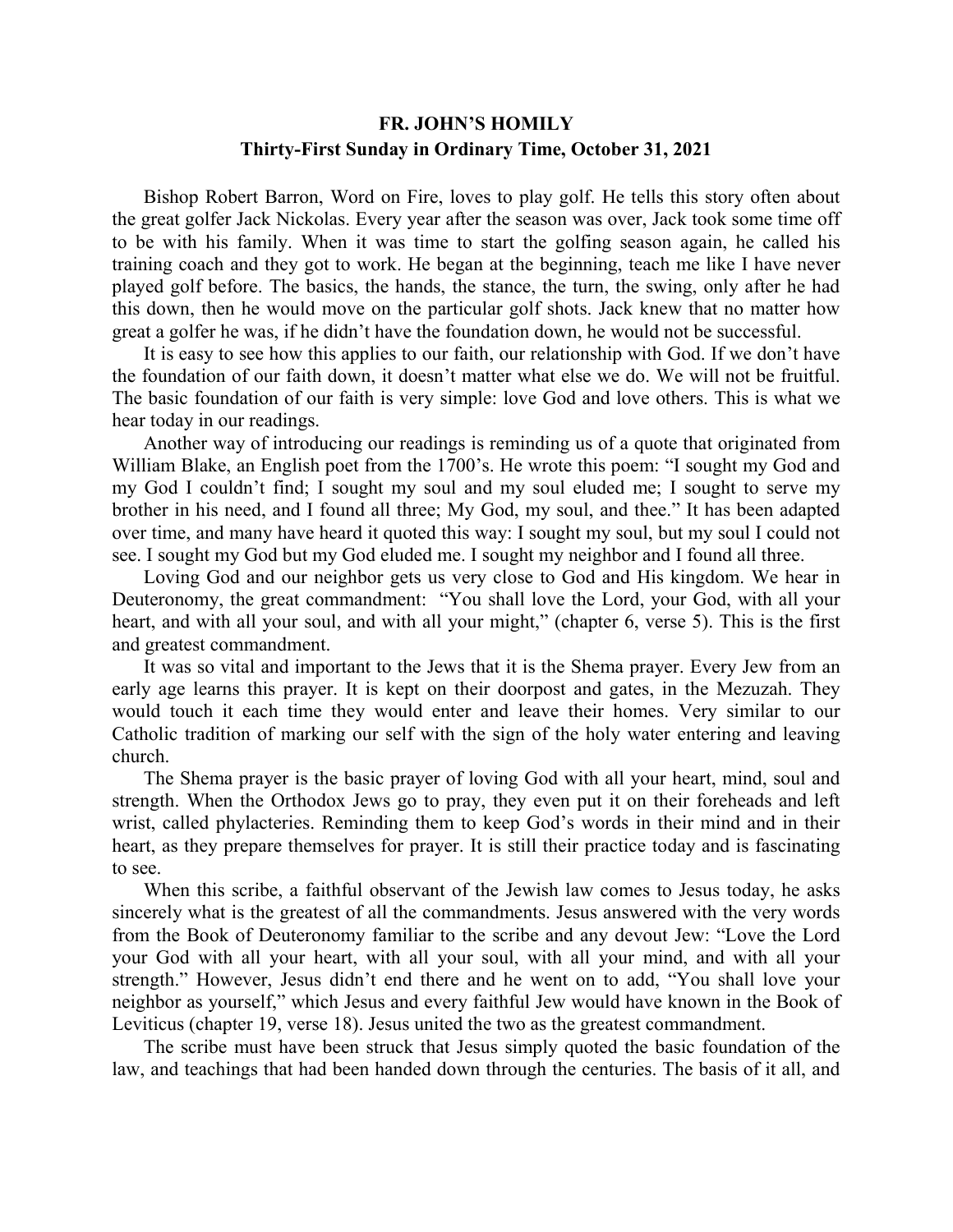# FR. JOHN'S HOMILY

## Thirty-First Sunday in Ordinary Time, October 31, 2021

Bishop Robert Barron, Word on Fire, loves to play golf. He tells this story often about the great golfer Jack Nickolas. Every year after the season was over, Jack took some time off to be with his family. When it was time to start the golfing season again, he called his training coach and they got to work. He began at the beginning, teach me like I have never played golf before. The basics, the hands, the stance, the turn, the swing, only after he had this down, then he would move on the particular golf shots. Jack knew that no matter how great a golfer he was, if he didn't have the foundation down, he would not be successful.

It is easy to see how this applies to our faith, our relationship with God. If we don't have the foundation of our faith down, it doesn't matter what else we do. We will not be fruitful. The basic foundation of our faith is very simple: love God and love others. This is what we hear today in our readings.

Another way of introducing our readings is reminding us of a quote that originated from William Blake, an English poet from the 1700's. He wrote this poem: "I sought my God and my God I couldn't find; I sought my soul and my soul eluded me; I sought to serve my brother in his need, and I found all three; My God, my soul, and thee." It has been adapted over time, and many have heard it quoted this way: I sought my soul, but my soul I could not see. I sought my God but my God eluded me. I sought my neighbor and I found all three.

Loving God and our neighbor gets us very close to God and His kingdom. We hear in Deuteronomy, the great commandment: "You shall love the Lord, your God, with all your heart, and with all your soul, and with all your might," (chapter 6, verse 5). This is the first and greatest commandment.

It was so vital and important to the Jews that it is the Shema prayer. Every Jew from an early age learns this prayer. It is kept on their doorpost and gates, in the Mezuzah. They would touch it each time they would enter and leave their homes. Very similar to our Catholic tradition of marking our self with the sign of the holy water entering and leaving church.

The Shema prayer is the basic prayer of loving God with all your heart, mind, soul and strength. When the Orthodox Jews go to pray, they even put it on their foreheads and left wrist, called phylacteries. Reminding them to keep God's words in their mind and in their heart, as they prepare themselves for prayer. It is still their practice today and is fascinating to see.

When this scribe, a faithful observant of the Jewish law comes to Jesus today, he asks sincerely what is the greatest of all the commandments. Jesus answered with the very words from the Book of Deuteronomy familiar to the scribe and any devout Jew: "Love the Lord your God with all your heart, with all your soul, with all your mind, and with all your strength." However, Jesus didn't end there and he went on to add, "You shall love your neighbor as yourself," which Jesus and every faithful Jew would have known in the Book of Leviticus (chapter 19, verse 18). Jesus united the two as the greatest commandment.

The scribe must have been struck that Jesus simply quoted the basic foundation of the law, and teachings that had been handed down through the centuries. The basis of it all, and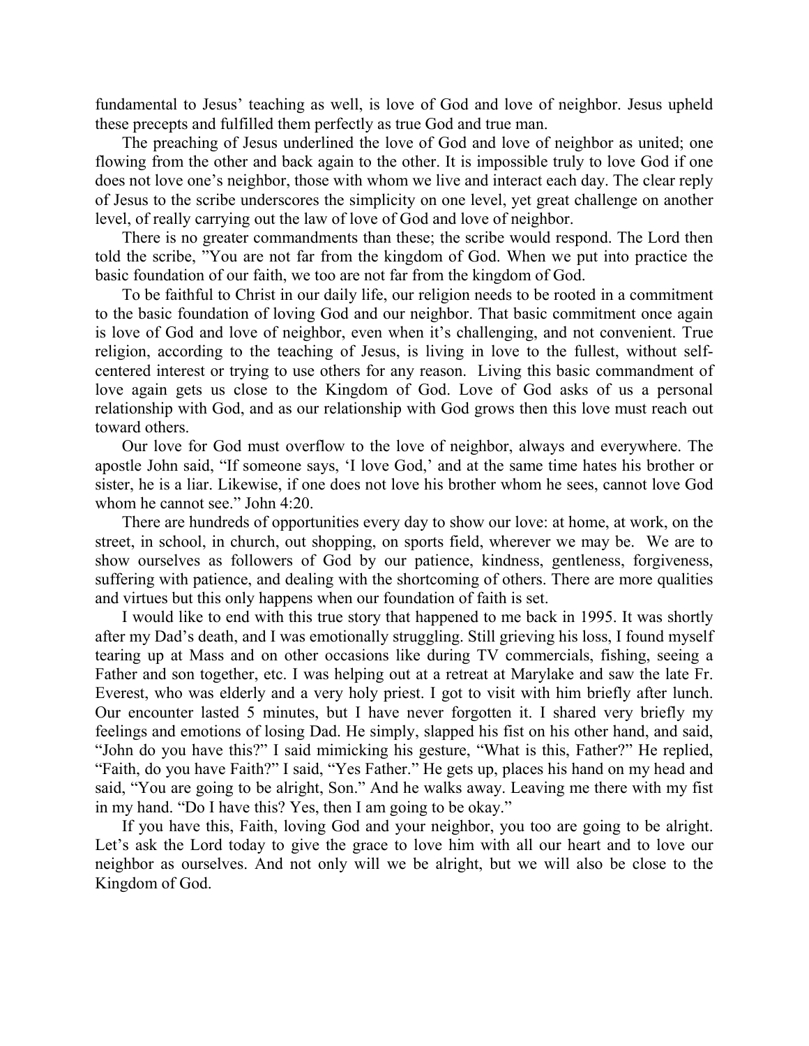fundamental to Jesus' teaching as well, is love of God and love of neighbor. Jesus upheld these precepts and fulfilled them perfectly as true God and true man.

The preaching of Jesus underlined the love of God and love of neighbor as united; one flowing from the other and back again to the other. It is impossible truly to love God if one does not love one's neighbor, those with whom we live and interact each day. The clear reply of Jesus to the scribe underscores the simplicity on one level, yet great challenge on another level, of really carrying out the law of love of God and love of neighbor.

There is no greater commandments than these; the scribe would respond. The Lord then told the scribe, "You are not far from the kingdom of God. When we put into practice the basic foundation of our faith, we too are not far from the kingdom of God.

To be faithful to Christ in our daily life, our religion needs to be rooted in a commitment to the basic foundation of loving God and our neighbor. That basic commitment once again is love of God and love of neighbor, even when it's challenging, and not convenient. True religion, according to the teaching of Jesus, is living in love to the fullest, without self-centered interest or trying to use others for any reason. Living this basic commandment of love again gets us close to the Kingdom of God. Love of God asks of us a personal relationship with God, and as our relationship with God grows then this love must reach out toward others.

Our love for God must overflow to the love of neighbor, always and everywhere. The apostle John said, "If someone says, 'I love God,' and at the same time hates his brother or sister, he is a liar. Likewise, if one does not love his brother whom he sees, cannot love God whom he cannot see." John 4:20.

There are hundreds of opportunities every day to show our love: at home, at work, on the street, in school, in church, out shopping, on sports field, wherever we may be. We are to show ourselves as followers of God by our patience, kindness, gentleness, forgiveness, suffering with patience, and dealing with the shortcoming of others. There are more qualities and virtues but this only happens when our foundation of faith is set.

I would like to end with this true story that happened to me back in 1995. It was shortly after my Dad's death, and I was emotionally struggling. Still grieving his loss, I found myself tearing up at Mass and on other occasions like during TV commercials, fishing, seeing a Father and son together, etc. I was helping out at a retreat at Marylake and saw the late Fr. Everest, who was elderly and a very holy priest. I got to visit with him briefly after lunch. Our encounter lasted 5 minutes, but I have never forgotten it. I shared very briefly my feelings and emotions of losing Dad. He simply, slapped his fist on his other hand, and said, "John do you have this?" I said mimicking his gesture, "What is this, Father?" He replied, "Faith, do you have Faith?" I said, "Yes Father." He gets up, places his hand on my head and said, "You are going to be alright, Son." And he walks away. Leaving me there with my fist in my hand. "Do I have this? Yes, then I am going to be okay."

If you have this, Faith, loving God and your neighbor, you too are going to be alright. Let's ask the Lord today to give the grace to love him with all our heart and to love our neighbor as ourselves. And not only will we be alright, but we will also be close to the Kingdom of God.